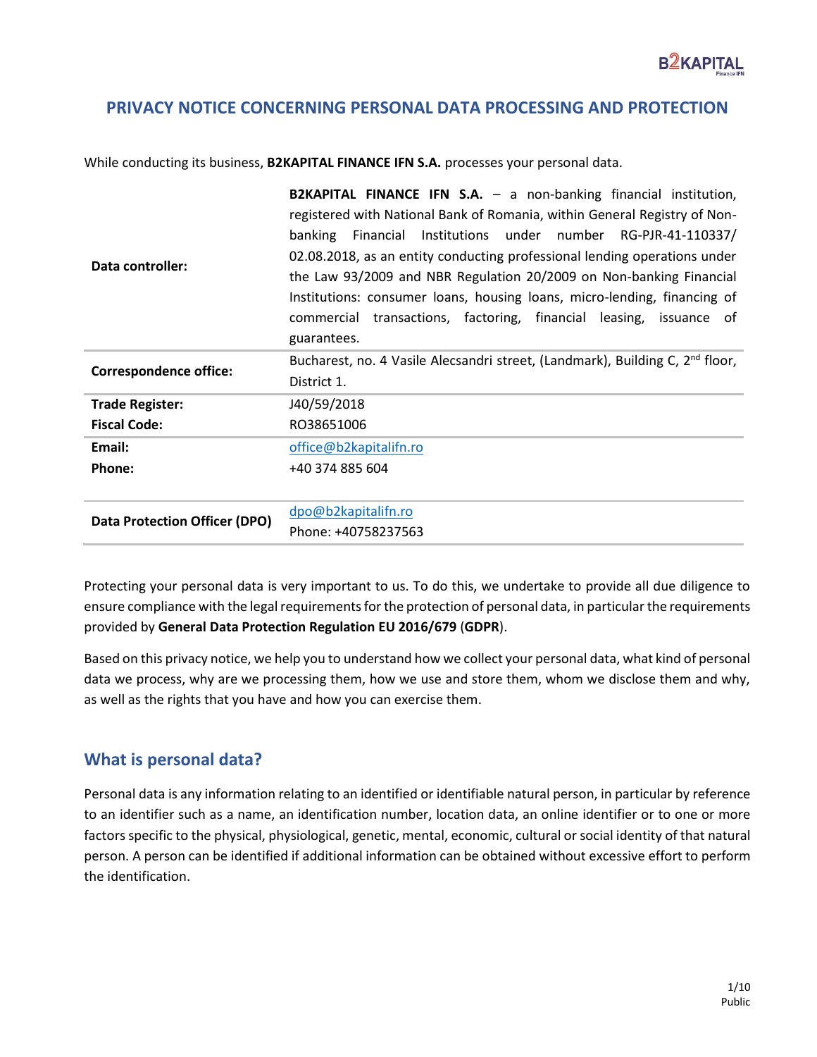# PRIVACY NOTICE CONCERNING PERSONAL DATA PROCESSING AND PROTECTION

While conducting its business, **B2KAPITAL FINANCE IFN S.A.** processes your personal data.

| | |
|---|---|
| **Data controller:** | **B2KAPITAL FINANCE IFN S.A.** – a non-banking financial institution, registered with National Bank of Romania, within General Registry of Non-banking Financial Institutions under number RG-PJR-41-110337/ 02.08.2018, as an entity conducting professional lending operations under the Law 93/2009 and NBR Regulation 20/2009 on Non-banking Financial Institutions: consumer loans, housing loans, micro-lending, financing of commercial transactions, factoring, financial leasing, issuance of guarantees. |
| **Correspondence office:** | Bucharest, no. 4 Vasile Alecsandri street, (Landmark), Building C, 2nd floor, District 1. |
| **Trade Register:**<br>**Fiscal Code:** | J40/59/2018<br>RO38651006 |
| **Email:**<br>**Phone:** | office@b2kapitalifn.ro<br>+40 374 885 604 |
| **Data Protection Officer (DPO)** | dpo@b2kapitalifn.ro<br>Phone: +40758237563 |

Protecting your personal data is very important to us. To do this, we undertake to provide all due diligence to ensure compliance with the legal requirements for the protection of personal data, in particular the requirements provided by **General Data Protection Regulation EU 2016/679** (**GDPR**).

Based on this privacy notice, we help you to understand how we collect your personal data, what kind of personal data we process, why are we processing them, how we use and store them, whom we disclose them and why, as well as the rights that you have and how you can exercise them.

## What is personal data?

Personal data is any information relating to an identified or identifiable natural person, in particular by reference to an identifier such as a name, an identification number, location data, an online identifier or to one or more factors specific to the physical, physiological, genetic, mental, economic, cultural or social identity of that natural person. A person can be identified if additional information can be obtained without excessive effort to perform the identification.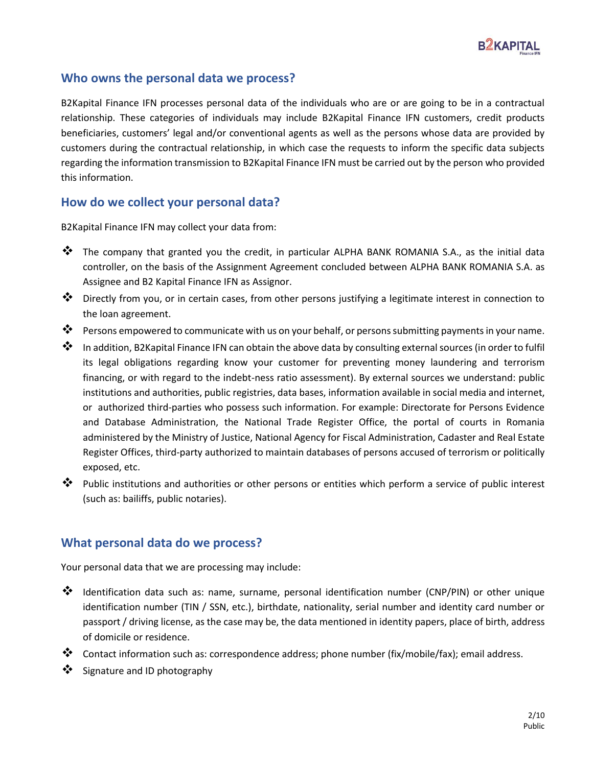## Who owns the personal data we process?

B2Kapital Finance IFN processes personal data of the individuals who are or are going to be in a contractual relationship. These categories of individuals may include B2Kapital Finance IFN customers, credit products beneficiaries, customers' legal and/or conventional agents as well as the persons whose data are provided by customers during the contractual relationship, in which case the requests to inform the specific data subjects regarding the information transmission to B2Kapital Finance IFN must be carried out by the person who provided this information.

## How do we collect your personal data?

B2Kapital Finance IFN may collect your data from:

- The company that granted you the credit, in particular ALPHA BANK ROMANIA S.A., as the initial data controller, on the basis of the Assignment Agreement concluded between ALPHA BANK ROMANIA S.A. as Assignee and B2 Kapital Finance IFN as Assignor.
- Directly from you, or in certain cases, from other persons justifying a legitimate interest in connection to the loan agreement.
- Persons empowered to communicate with us on your behalf, or persons submitting payments in your name.
- In addition, B2Kapital Finance IFN can obtain the above data by consulting external sources (in order to fulfil its legal obligations regarding know your customer for preventing money laundering and terrorism financing, or with regard to the indebt-ness ratio assessment). By external sources we understand: public institutions and authorities, public registries, data bases, information available in social media and internet, or authorized third-parties who possess such information. For example: Directorate for Persons Evidence and Database Administration, the National Trade Register Office, the portal of courts in Romania administered by the Ministry of Justice, National Agency for Fiscal Administration, Cadaster and Real Estate Register Offices, third-party authorized to maintain databases of persons accused of terrorism or politically exposed, etc.
- Public institutions and authorities or other persons or entities which perform a service of public interest (such as: bailiffs, public notaries).

## What personal data do we process?

Your personal data that we are processing may include:

- Identification data such as: name, surname, personal identification number (CNP/PIN) or other unique identification number (TIN / SSN, etc.), birthdate, nationality, serial number and identity card number or passport / driving license, as the case may be, the data mentioned in identity papers, place of birth, address of domicile or residence.
- Contact information such as: correspondence address; phone number (fix/mobile/fax); email address.
- Signature and ID photography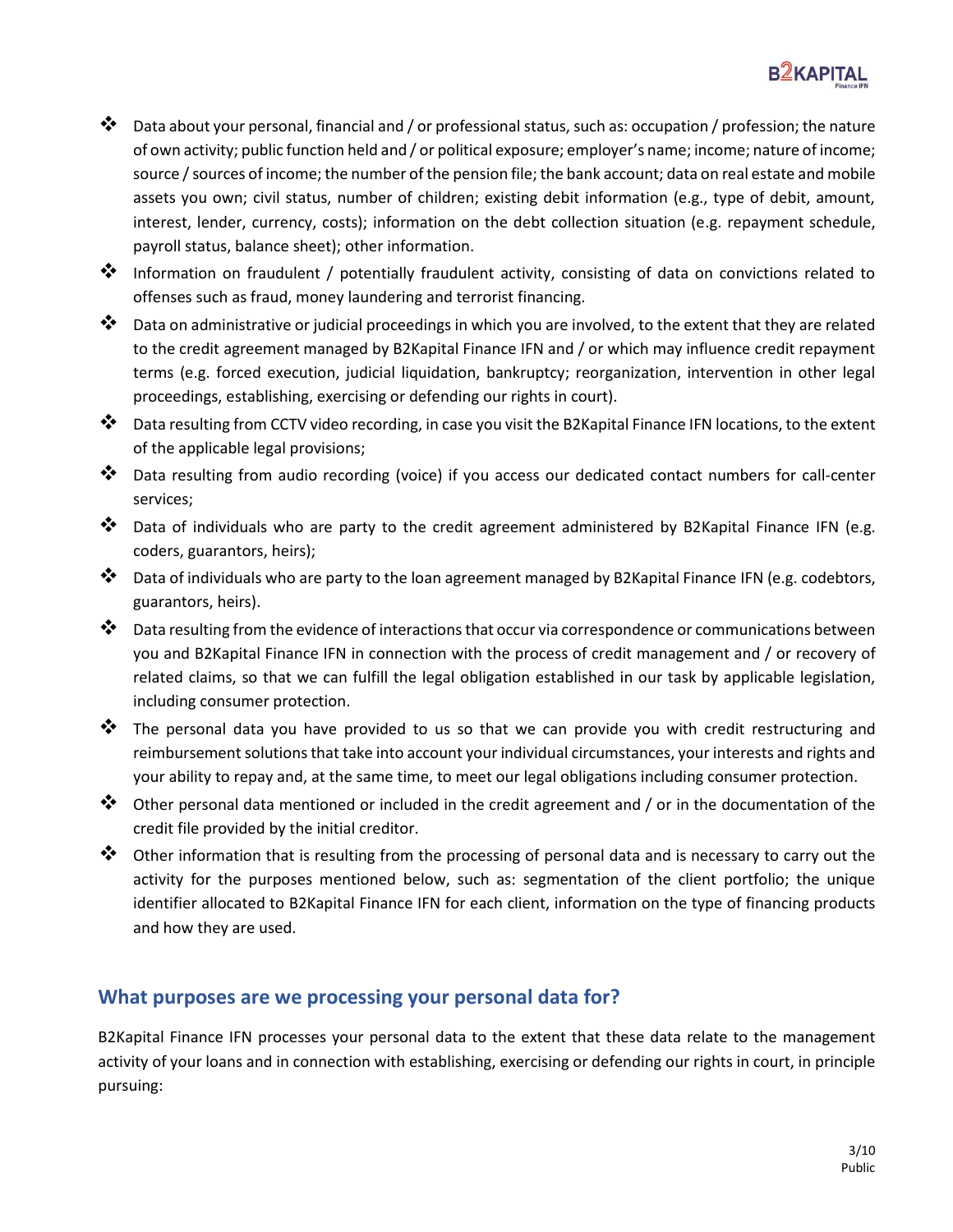- Data about your personal, financial and / or professional status, such as: occupation / profession; the nature of own activity; public function held and / or political exposure; employer's name; income; nature of income; source / sources of income; the number of the pension file; the bank account; data on real estate and mobile assets you own; civil status, number of children; existing debit information (e.g., type of debit, amount, interest, lender, currency, costs); information on the debt collection situation (e.g. repayment schedule, payroll status, balance sheet); other information.
- Information on fraudulent / potentially fraudulent activity, consisting of data on convictions related to offenses such as fraud, money laundering and terrorist financing.
- Data on administrative or judicial proceedings in which you are involved, to the extent that they are related to the credit agreement managed by B2Kapital Finance IFN and / or which may influence credit repayment terms (e.g. forced execution, judicial liquidation, bankruptcy; reorganization, intervention in other legal proceedings, establishing, exercising or defending our rights in court).
- Data resulting from CCTV video recording, in case you visit the B2Kapital Finance IFN locations, to the extent of the applicable legal provisions;
- Data resulting from audio recording (voice) if you access our dedicated contact numbers for call-center services;
- Data of individuals who are party to the credit agreement administered by B2Kapital Finance IFN (e.g. coders, guarantors, heirs);
- Data of individuals who are party to the loan agreement managed by B2Kapital Finance IFN (e.g. codebtors, guarantors, heirs).
- Data resulting from the evidence of interactions that occur via correspondence or communications between you and B2Kapital Finance IFN in connection with the process of credit management and / or recovery of related claims, so that we can fulfill the legal obligation established in our task by applicable legislation, including consumer protection.
- The personal data you have provided to us so that we can provide you with credit restructuring and reimbursement solutions that take into account your individual circumstances, your interests and rights and your ability to repay and, at the same time, to meet our legal obligations including consumer protection.
- Other personal data mentioned or included in the credit agreement and / or in the documentation of the credit file provided by the initial creditor.
- Other information that is resulting from the processing of personal data and is necessary to carry out the activity for the purposes mentioned below, such as: segmentation of the client portfolio; the unique identifier allocated to B2Kapital Finance IFN for each client, information on the type of financing products and how they are used.

## What purposes are we processing your personal data for?

B2Kapital Finance IFN processes your personal data to the extent that these data relate to the management activity of your loans and in connection with establishing, exercising or defending our rights in court, in principle pursuing: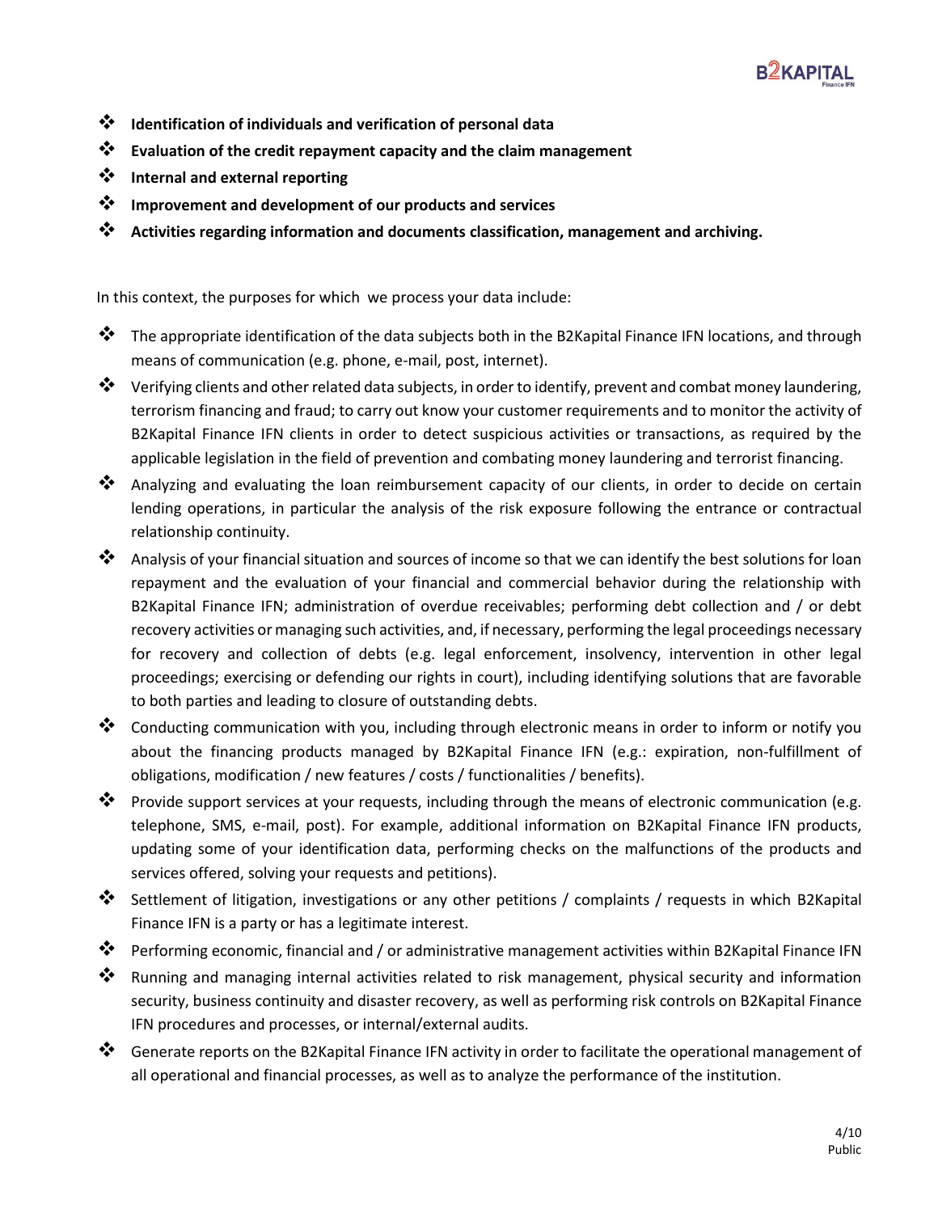- **Identification of individuals and verification of personal data**
- **Evaluation of the credit repayment capacity and the claim management**
- **Internal and external reporting**
- **Improvement and development of our products and services**
- **Activities regarding information and documents classification, management and archiving.**

In this context, the purposes for which we process your data include:

- The appropriate identification of the data subjects both in the B2Kapital Finance IFN locations, and through means of communication (e.g. phone, e-mail, post, internet).
- Verifying clients and other related data subjects, in order to identify, prevent and combat money laundering, terrorism financing and fraud; to carry out know your customer requirements and to monitor the activity of B2Kapital Finance IFN clients in order to detect suspicious activities or transactions, as required by the applicable legislation in the field of prevention and combating money laundering and terrorist financing.
- Analyzing and evaluating the loan reimbursement capacity of our clients, in order to decide on certain lending operations, in particular the analysis of the risk exposure following the entrance or contractual relationship continuity.
- Analysis of your financial situation and sources of income so that we can identify the best solutions for loan repayment and the evaluation of your financial and commercial behavior during the relationship with B2Kapital Finance IFN; administration of overdue receivables; performing debt collection and / or debt recovery activities or managing such activities, and, if necessary, performing the legal proceedings necessary for recovery and collection of debts (e.g. legal enforcement, insolvency, intervention in other legal proceedings; exercising or defending our rights in court), including identifying solutions that are favorable to both parties and leading to closure of outstanding debts.
- Conducting communication with you, including through electronic means in order to inform or notify you about the financing products managed by B2Kapital Finance IFN (e.g.: expiration, non-fulfillment of obligations, modification / new features / costs / functionalities / benefits).
- Provide support services at your requests, including through the means of electronic communication (e.g. telephone, SMS, e-mail, post). For example, additional information on B2Kapital Finance IFN products, updating some of your identification data, performing checks on the malfunctions of the products and services offered, solving your requests and petitions).
- Settlement of litigation, investigations or any other petitions / complaints / requests in which B2Kapital Finance IFN is a party or has a legitimate interest.
- Performing economic, financial and / or administrative management activities within B2Kapital Finance IFN
- Running and managing internal activities related to risk management, physical security and information security, business continuity and disaster recovery, as well as performing risk controls on B2Kapital Finance IFN procedures and processes, or internal/external audits.
- Generate reports on the B2Kapital Finance IFN activity in order to facilitate the operational management of all operational and financial processes, as well as to analyze the performance of the institution.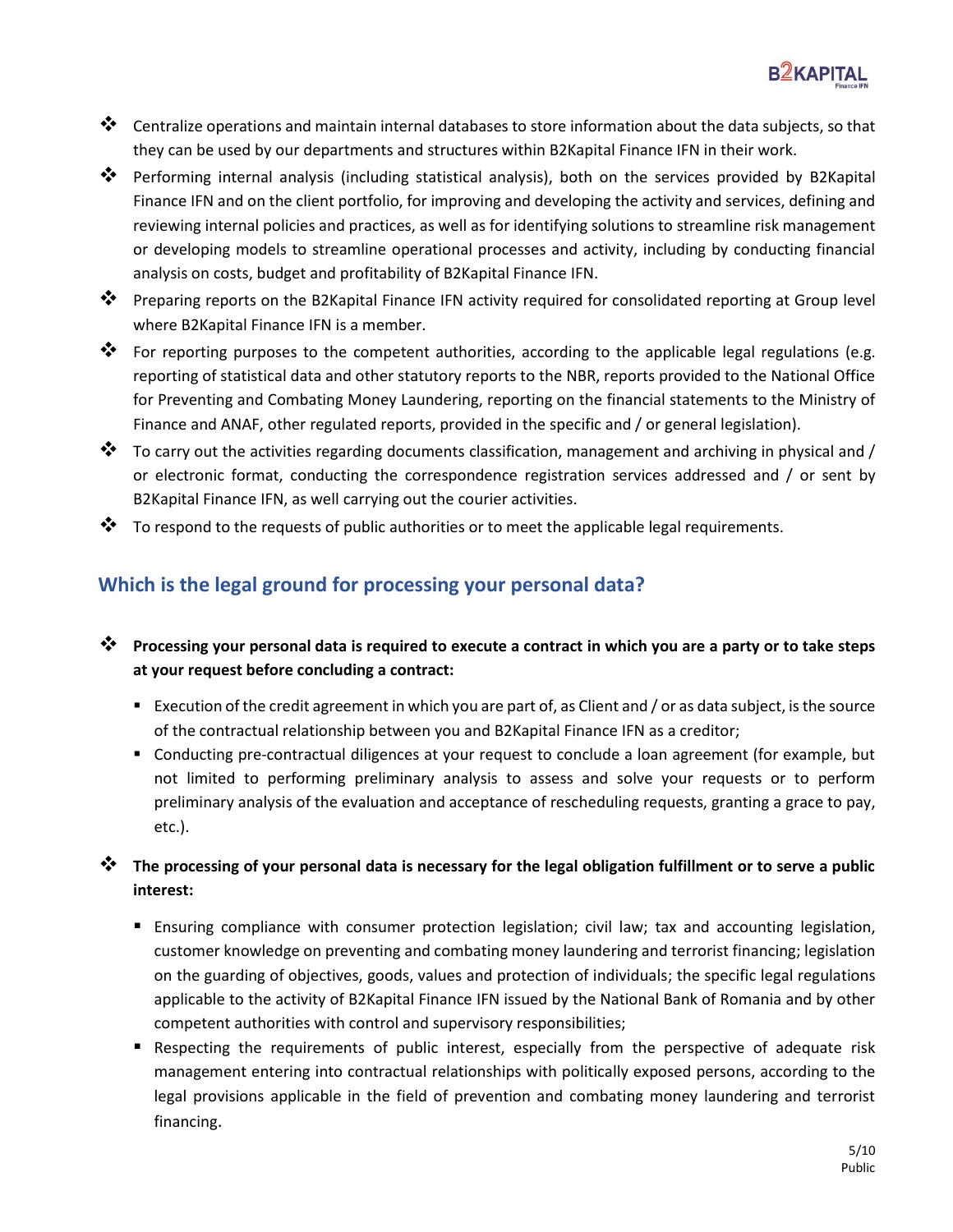- Centralize operations and maintain internal databases to store information about the data subjects, so that they can be used by our departments and structures within B2Kapital Finance IFN in their work.
- Performing internal analysis (including statistical analysis), both on the services provided by B2Kapital Finance IFN and on the client portfolio, for improving and developing the activity and services, defining and reviewing internal policies and practices, as well as for identifying solutions to streamline risk management or developing models to streamline operational processes and activity, including by conducting financial analysis on costs, budget and profitability of B2Kapital Finance IFN.
- Preparing reports on the B2Kapital Finance IFN activity required for consolidated reporting at Group level where B2Kapital Finance IFN is a member.
- For reporting purposes to the competent authorities, according to the applicable legal regulations (e.g. reporting of statistical data and other statutory reports to the NBR, reports provided to the National Office for Preventing and Combating Money Laundering, reporting on the financial statements to the Ministry of Finance and ANAF, other regulated reports, provided in the specific and / or general legislation).
- To carry out the activities regarding documents classification, management and archiving in physical and / or electronic format, conducting the correspondence registration services addressed and / or sent by B2Kapital Finance IFN, as well carrying out the courier activities.
- To respond to the requests of public authorities or to meet the applicable legal requirements.

## Which is the legal ground for processing your personal data?

- **Processing your personal data is required to execute a contract in which you are a party or to take steps at your request before concluding a contract:**
  - Execution of the credit agreement in which you are part of, as Client and / or as data subject, is the source of the contractual relationship between you and B2Kapital Finance IFN as a creditor;
  - Conducting pre-contractual diligences at your request to conclude a loan agreement (for example, but not limited to performing preliminary analysis to assess and solve your requests or to perform preliminary analysis of the evaluation and acceptance of rescheduling requests, granting a grace to pay, etc.).

- **The processing of your personal data is necessary for the legal obligation fulfillment or to serve a public interest:**
  - Ensuring compliance with consumer protection legislation; civil law; tax and accounting legislation, customer knowledge on preventing and combating money laundering and terrorist financing; legislation on the guarding of objectives, goods, values and protection of individuals; the specific legal regulations applicable to the activity of B2Kapital Finance IFN issued by the National Bank of Romania and by other competent authorities with control and supervisory responsibilities;
  - Respecting the requirements of public interest, especially from the perspective of adequate risk management entering into contractual relationships with politically exposed persons, according to the legal provisions applicable in the field of prevention and combating money laundering and terrorist financing.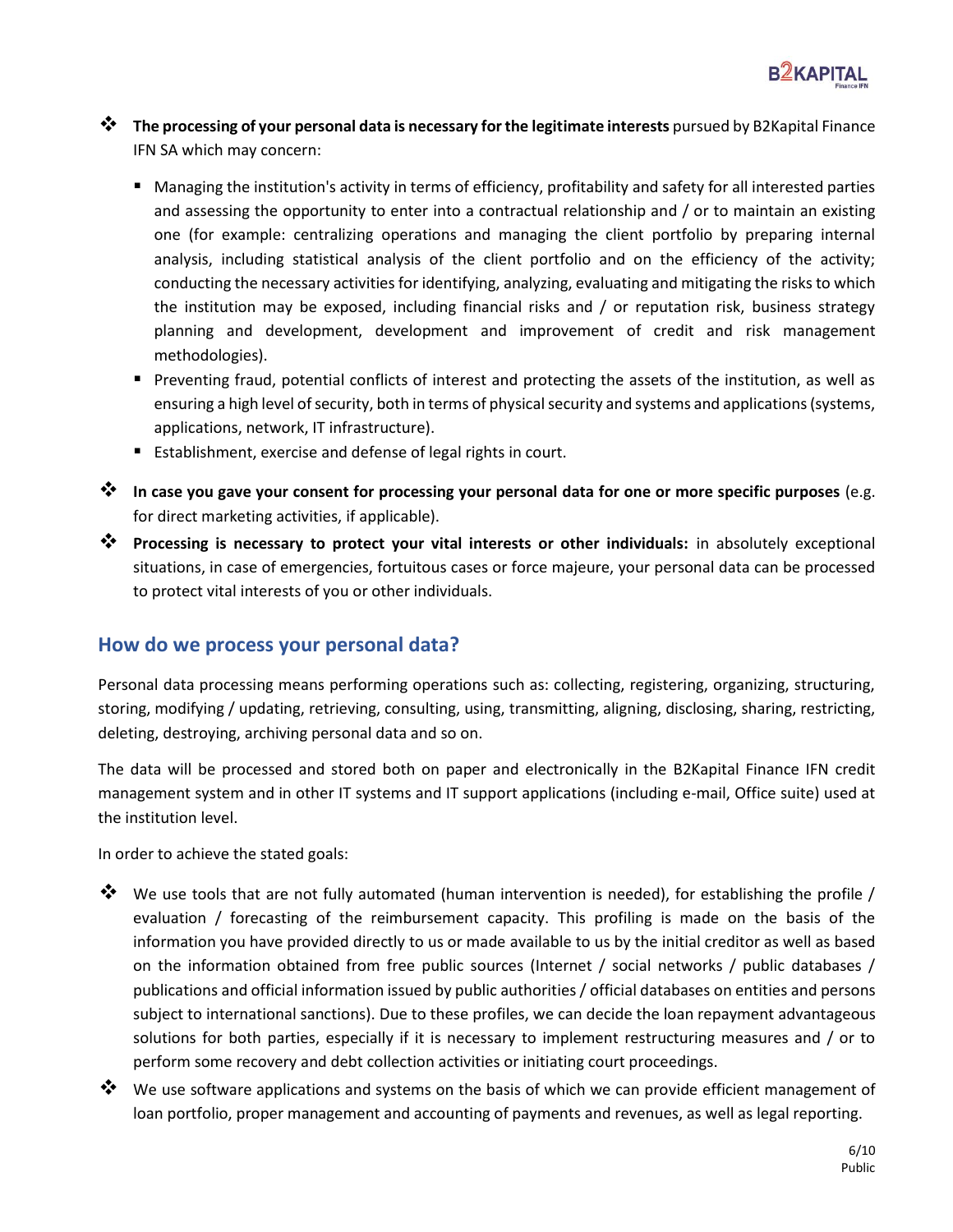- **The processing of your personal data is necessary for the legitimate interests** pursued by B2Kapital Finance IFN SA which may concern:
  - Managing the institution's activity in terms of efficiency, profitability and safety for all interested parties and assessing the opportunity to enter into a contractual relationship and / or to maintain an existing one (for example: centralizing operations and managing the client portfolio by preparing internal analysis, including statistical analysis of the client portfolio and on the efficiency of the activity; conducting the necessary activities for identifying, analyzing, evaluating and mitigating the risks to which the institution may be exposed, including financial risks and / or reputation risk, business strategy planning and development, development and improvement of credit and risk management methodologies).
  - Preventing fraud, potential conflicts of interest and protecting the assets of the institution, as well as ensuring a high level of security, both in terms of physical security and systems and applications (systems, applications, network, IT infrastructure).
  - Establishment, exercise and defense of legal rights in court.
- **In case you gave your consent for processing your personal data for one or more specific purposes** (e.g. for direct marketing activities, if applicable).
- **Processing is necessary to protect your vital interests or other individuals:** in absolutely exceptional situations, in case of emergencies, fortuitous cases or force majeure, your personal data can be processed to protect vital interests of you or other individuals.

## How do we process your personal data?

Personal data processing means performing operations such as: collecting, registering, organizing, structuring, storing, modifying / updating, retrieving, consulting, using, transmitting, aligning, disclosing, sharing, restricting, deleting, destroying, archiving personal data and so on.

The data will be processed and stored both on paper and electronically in the B2Kapital Finance IFN credit management system and in other IT systems and IT support applications (including e-mail, Office suite) used at the institution level.

In order to achieve the stated goals:

- We use tools that are not fully automated (human intervention is needed), for establishing the profile / evaluation / forecasting of the reimbursement capacity. This profiling is made on the basis of the information you have provided directly to us or made available to us by the initial creditor as well as based on the information obtained from free public sources (Internet / social networks / public databases / publications and official information issued by public authorities / official databases on entities and persons subject to international sanctions). Due to these profiles, we can decide the loan repayment advantageous solutions for both parties, especially if it is necessary to implement restructuring measures and / or to perform some recovery and debt collection activities or initiating court proceedings.
- We use software applications and systems on the basis of which we can provide efficient management of loan portfolio, proper management and accounting of payments and revenues, as well as legal reporting.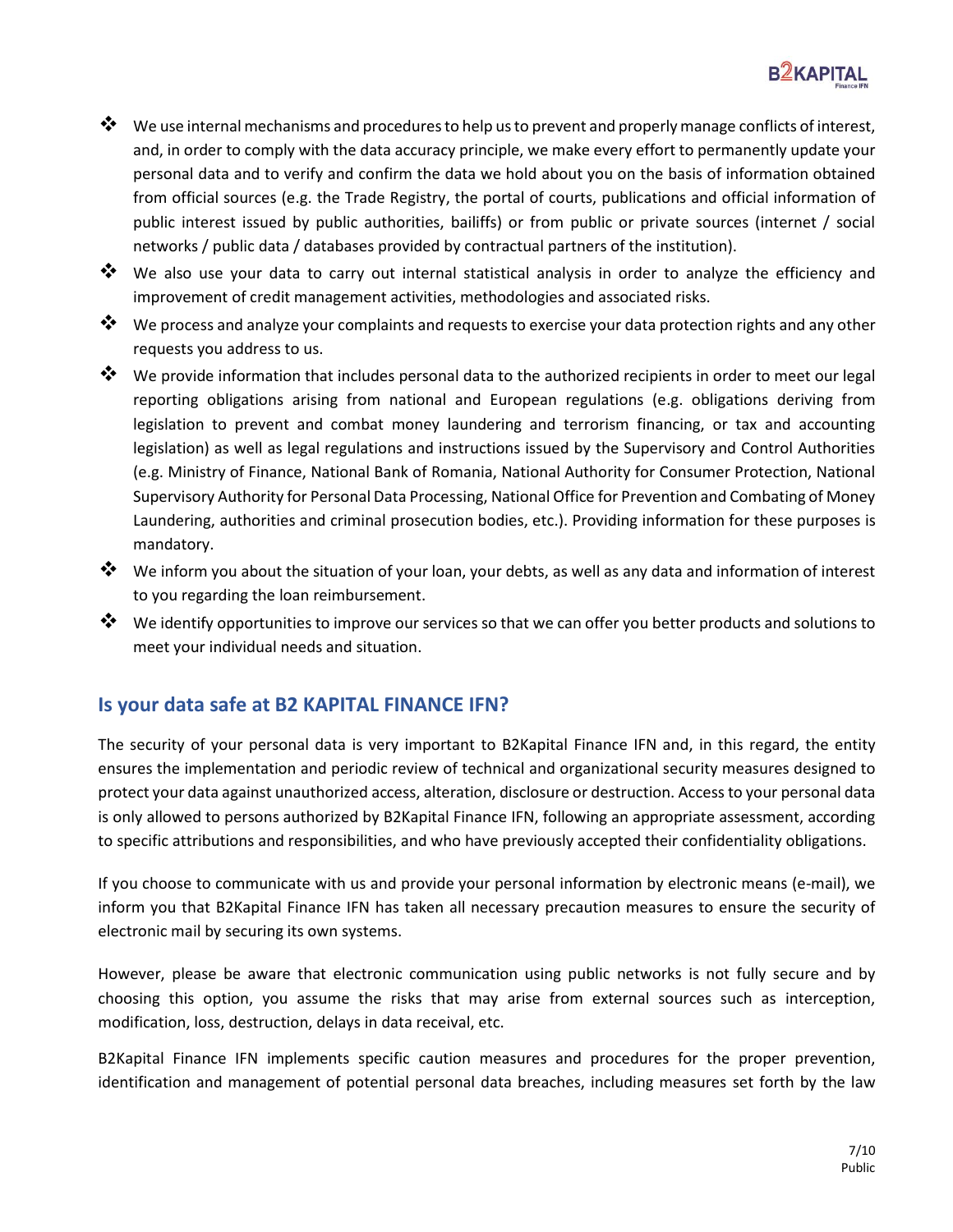- We use internal mechanisms and procedures to help us to prevent and properly manage conflicts of interest, and, in order to comply with the data accuracy principle, we make every effort to permanently update your personal data and to verify and confirm the data we hold about you on the basis of information obtained from official sources (e.g. the Trade Registry, the portal of courts, publications and official information of public interest issued by public authorities, bailiffs) or from public or private sources (internet / social networks / public data / databases provided by contractual partners of the institution).
- We also use your data to carry out internal statistical analysis in order to analyze the efficiency and improvement of credit management activities, methodologies and associated risks.
- We process and analyze your complaints and requests to exercise your data protection rights and any other requests you address to us.
- We provide information that includes personal data to the authorized recipients in order to meet our legal reporting obligations arising from national and European regulations (e.g. obligations deriving from legislation to prevent and combat money laundering and terrorism financing, or tax and accounting legislation) as well as legal regulations and instructions issued by the Supervisory and Control Authorities (e.g. Ministry of Finance, National Bank of Romania, National Authority for Consumer Protection, National Supervisory Authority for Personal Data Processing, National Office for Prevention and Combating of Money Laundering, authorities and criminal prosecution bodies, etc.). Providing information for these purposes is mandatory.
- We inform you about the situation of your loan, your debts, as well as any data and information of interest to you regarding the loan reimbursement.
- We identify opportunities to improve our services so that we can offer you better products and solutions to meet your individual needs and situation.

## Is your data safe at B2 KAPITAL FINANCE IFN?

The security of your personal data is very important to B2Kapital Finance IFN and, in this regard, the entity ensures the implementation and periodic review of technical and organizational security measures designed to protect your data against unauthorized access, alteration, disclosure or destruction. Access to your personal data is only allowed to persons authorized by B2Kapital Finance IFN, following an appropriate assessment, according to specific attributions and responsibilities, and who have previously accepted their confidentiality obligations.

If you choose to communicate with us and provide your personal information by electronic means (e-mail), we inform you that B2Kapital Finance IFN has taken all necessary precaution measures to ensure the security of electronic mail by securing its own systems.

However, please be aware that electronic communication using public networks is not fully secure and by choosing this option, you assume the risks that may arise from external sources such as interception, modification, loss, destruction, delays in data receival, etc.

B2Kapital Finance IFN implements specific caution measures and procedures for the proper prevention, identification and management of potential personal data breaches, including measures set forth by the law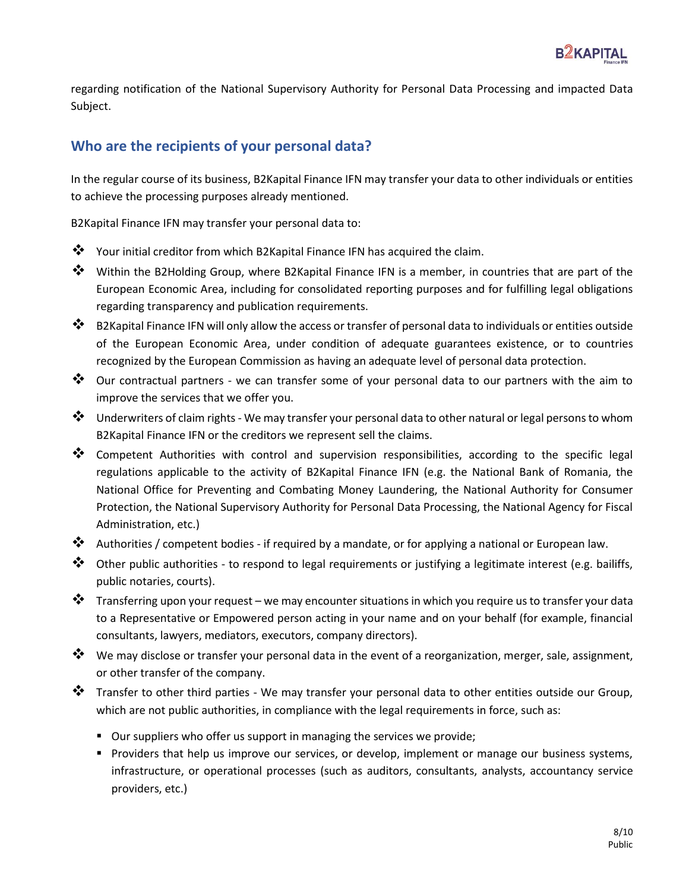regarding notification of the National Supervisory Authority for Personal Data Processing and impacted Data Subject.

## Who are the recipients of your personal data?

In the regular course of its business, B2Kapital Finance IFN may transfer your data to other individuals or entities to achieve the processing purposes already mentioned.

B2Kapital Finance IFN may transfer your personal data to:

- Your initial creditor from which B2Kapital Finance IFN has acquired the claim.
- Within the B2Holding Group, where B2Kapital Finance IFN is a member, in countries that are part of the European Economic Area, including for consolidated reporting purposes and for fulfilling legal obligations regarding transparency and publication requirements.
- B2Kapital Finance IFN will only allow the access or transfer of personal data to individuals or entities outside of the European Economic Area, under condition of adequate guarantees existence, or to countries recognized by the European Commission as having an adequate level of personal data protection.
- Our contractual partners - we can transfer some of your personal data to our partners with the aim to improve the services that we offer you.
- Underwriters of claim rights - We may transfer your personal data to other natural or legal persons to whom B2Kapital Finance IFN or the creditors we represent sell the claims.
- Competent Authorities with control and supervision responsibilities, according to the specific legal regulations applicable to the activity of B2Kapital Finance IFN (e.g. the National Bank of Romania, the National Office for Preventing and Combating Money Laundering, the National Authority for Consumer Protection, the National Supervisory Authority for Personal Data Processing, the National Agency for Fiscal Administration, etc.)
- Authorities / competent bodies - if required by a mandate, or for applying a national or European law.
- Other public authorities - to respond to legal requirements or justifying a legitimate interest (e.g. bailiffs, public notaries, courts).
- Transferring upon your request – we may encounter situations in which you require us to transfer your data to a Representative or Empowered person acting in your name and on your behalf (for example, financial consultants, lawyers, mediators, executors, company directors).
- We may disclose or transfer your personal data in the event of a reorganization, merger, sale, assignment, or other transfer of the company.
- Transfer to other third parties - We may transfer your personal data to other entities outside our Group, which are not public authorities, in compliance with the legal requirements in force, such as:
  - Our suppliers who offer us support in managing the services we provide;
  - Providers that help us improve our services, or develop, implement or manage our business systems, infrastructure, or operational processes (such as auditors, consultants, analysts, accountancy service providers, etc.)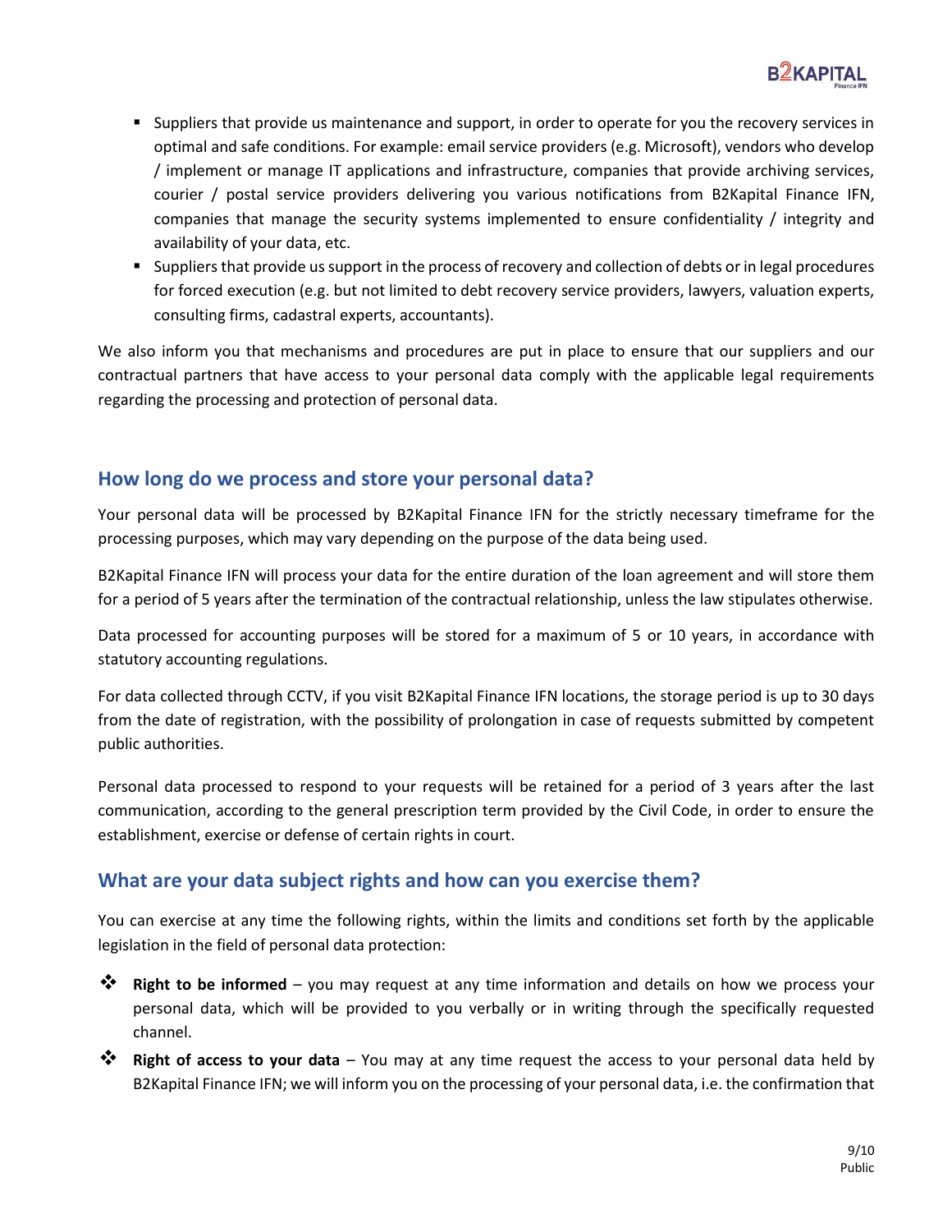- Suppliers that provide us maintenance and support, in order to operate for you the recovery services in optimal and safe conditions. For example: email service providers (e.g. Microsoft), vendors who develop / implement or manage IT applications and infrastructure, companies that provide archiving services, courier / postal service providers delivering you various notifications from B2Kapital Finance IFN, companies that manage the security systems implemented to ensure confidentiality / integrity and availability of your data, etc.
- Suppliers that provide us support in the process of recovery and collection of debts or in legal procedures for forced execution (e.g. but not limited to debt recovery service providers, lawyers, valuation experts, consulting firms, cadastral experts, accountants).

We also inform you that mechanisms and procedures are put in place to ensure that our suppliers and our contractual partners that have access to your personal data comply with the applicable legal requirements regarding the processing and protection of personal data.

## How long do we process and store your personal data?

Your personal data will be processed by B2Kapital Finance IFN for the strictly necessary timeframe for the processing purposes, which may vary depending on the purpose of the data being used.

B2Kapital Finance IFN will process your data for the entire duration of the loan agreement and will store them for a period of 5 years after the termination of the contractual relationship, unless the law stipulates otherwise.

Data processed for accounting purposes will be stored for a maximum of 5 or 10 years, in accordance with statutory accounting regulations.

For data collected through CCTV, if you visit B2Kapital Finance IFN locations, the storage period is up to 30 days from the date of registration, with the possibility of prolongation in case of requests submitted by competent public authorities.

Personal data processed to respond to your requests will be retained for a period of 3 years after the last communication, according to the general prescription term provided by the Civil Code, in order to ensure the establishment, exercise or defense of certain rights in court.

## What are your data subject rights and how can you exercise them?

You can exercise at any time the following rights, within the limits and conditions set forth by the applicable legislation in the field of personal data protection:

- **Right to be informed** – you may request at any time information and details on how we process your personal data, which will be provided to you verbally or in writing through the specifically requested channel.
- **Right of access to your data** – You may at any time request the access to your personal data held by B2Kapital Finance IFN; we will inform you on the processing of your personal data, i.e. the confirmation that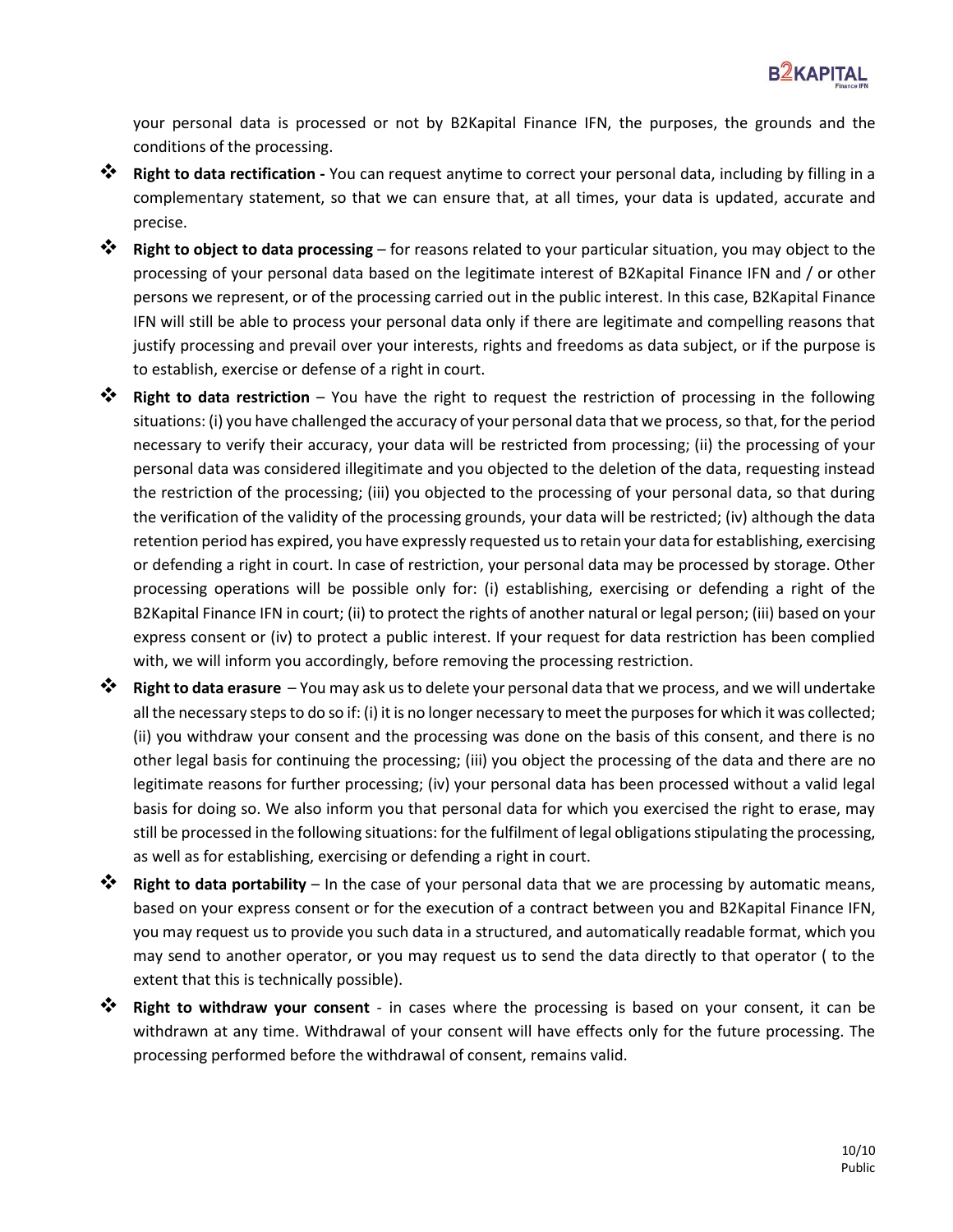your personal data is processed or not by B2Kapital Finance IFN, the purposes, the grounds and the conditions of the processing.

- **Right to data rectification -** You can request anytime to correct your personal data, including by filling in a complementary statement, so that we can ensure that, at all times, your data is updated, accurate and precise.
- **Right to object to data processing** – for reasons related to your particular situation, you may object to the processing of your personal data based on the legitimate interest of B2Kapital Finance IFN and / or other persons we represent, or of the processing carried out in the public interest. In this case, B2Kapital Finance IFN will still be able to process your personal data only if there are legitimate and compelling reasons that justify processing and prevail over your interests, rights and freedoms as data subject, or if the purpose is to establish, exercise or defense of a right in court.
- **Right to data restriction** – You have the right to request the restriction of processing in the following situations: (i) you have challenged the accuracy of your personal data that we process, so that, for the period necessary to verify their accuracy, your data will be restricted from processing; (ii) the processing of your personal data was considered illegitimate and you objected to the deletion of the data, requesting instead the restriction of the processing; (iii) you objected to the processing of your personal data, so that during the verification of the validity of the processing grounds, your data will be restricted; (iv) although the data retention period has expired, you have expressly requested us to retain your data for establishing, exercising or defending a right in court. In case of restriction, your personal data may be processed by storage. Other processing operations will be possible only for: (i) establishing, exercising or defending a right of the B2Kapital Finance IFN in court; (ii) to protect the rights of another natural or legal person; (iii) based on your express consent or (iv) to protect a public interest. If your request for data restriction has been complied with, we will inform you accordingly, before removing the processing restriction.
- **Right to data erasure** – You may ask us to delete your personal data that we process, and we will undertake all the necessary steps to do so if: (i) it is no longer necessary to meet the purposes for which it was collected; (ii) you withdraw your consent and the processing was done on the basis of this consent, and there is no other legal basis for continuing the processing; (iii) you object the processing of the data and there are no legitimate reasons for further processing; (iv) your personal data has been processed without a valid legal basis for doing so. We also inform you that personal data for which you exercised the right to erase, may still be processed in the following situations: for the fulfilment of legal obligations stipulating the processing, as well as for establishing, exercising or defending a right in court.
- **Right to data portability** – In the case of your personal data that we are processing by automatic means, based on your express consent or for the execution of a contract between you and B2Kapital Finance IFN, you may request us to provide you such data in a structured, and automatically readable format, which you may send to another operator, or you may request us to send the data directly to that operator ( to the extent that this is technically possible).
- **Right to withdraw your consent** - in cases where the processing is based on your consent, it can be withdrawn at any time. Withdrawal of your consent will have effects only for the future processing. The processing performed before the withdrawal of consent, remains valid.

Public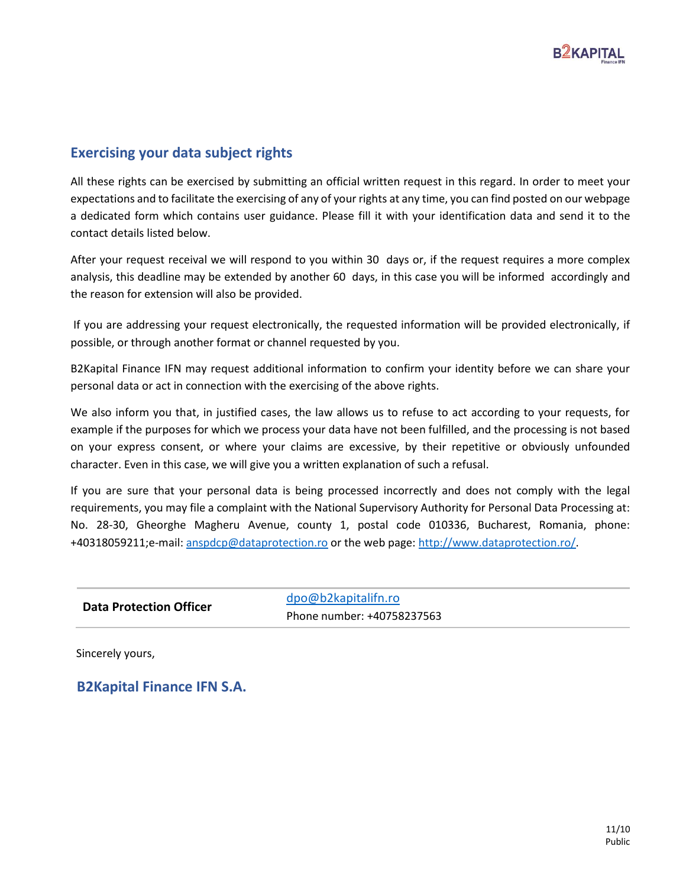## Exercising your data subject rights

All these rights can be exercised by submitting an official written request in this regard. In order to meet your expectations and to facilitate the exercising of any of your rights at any time, you can find posted on our webpage a dedicated form which contains user guidance. Please fill it with your identification data and send it to the contact details listed below.

After your request receival we will respond to you within 30 days or, if the request requires a more complex analysis, this deadline may be extended by another 60 days, in this case you will be informed accordingly and the reason for extension will also be provided.

If you are addressing your request electronically, the requested information will be provided electronically, if possible, or through another format or channel requested by you.

B2Kapital Finance IFN may request additional information to confirm your identity before we can share your personal data or act in connection with the exercising of the above rights.

We also inform you that, in justified cases, the law allows us to refuse to act according to your requests, for example if the purposes for which we process your data have not been fulfilled, and the processing is not based on your express consent, or where your claims are excessive, by their repetitive or obviously unfounded character. Even in this case, we will give you a written explanation of such a refusal.

If you are sure that your personal data is being processed incorrectly and does not comply with the legal requirements, you may file a complaint with the National Supervisory Authority for Personal Data Processing at: No. 28-30, Gheorghe Magheru Avenue, county 1, postal code 010336, Bucharest, Romania, phone: +40318059211;e-mail: anspdcp@dataprotection.ro or the web page: http://www.dataprotection.ro/.

| | |
|---|---|
| **Data Protection Officer** | dpo@b2kapitalifn.ro<br>Phone number: +40758237563 |

Sincerely yours,

**B2Kapital Finance IFN S.A.**

Public